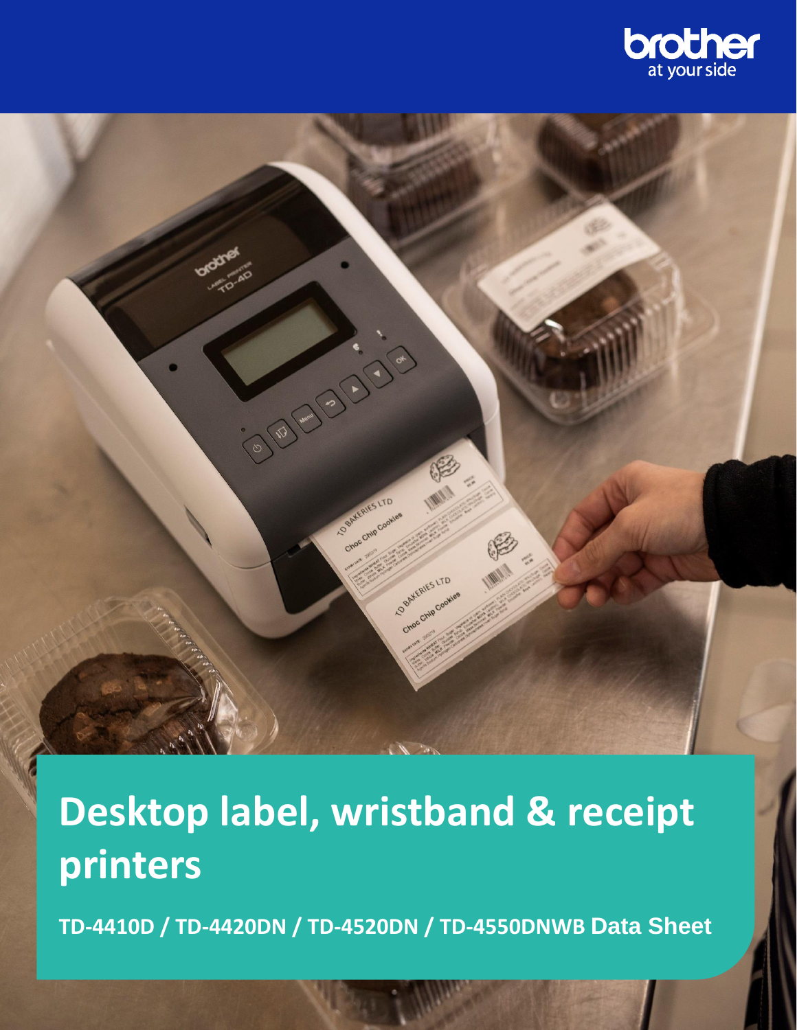# Desktop label, wristband & receipt printers

**TD-4410D / TD-4420DN / TD-4520DN / TD-4550DNWB Data Sheet**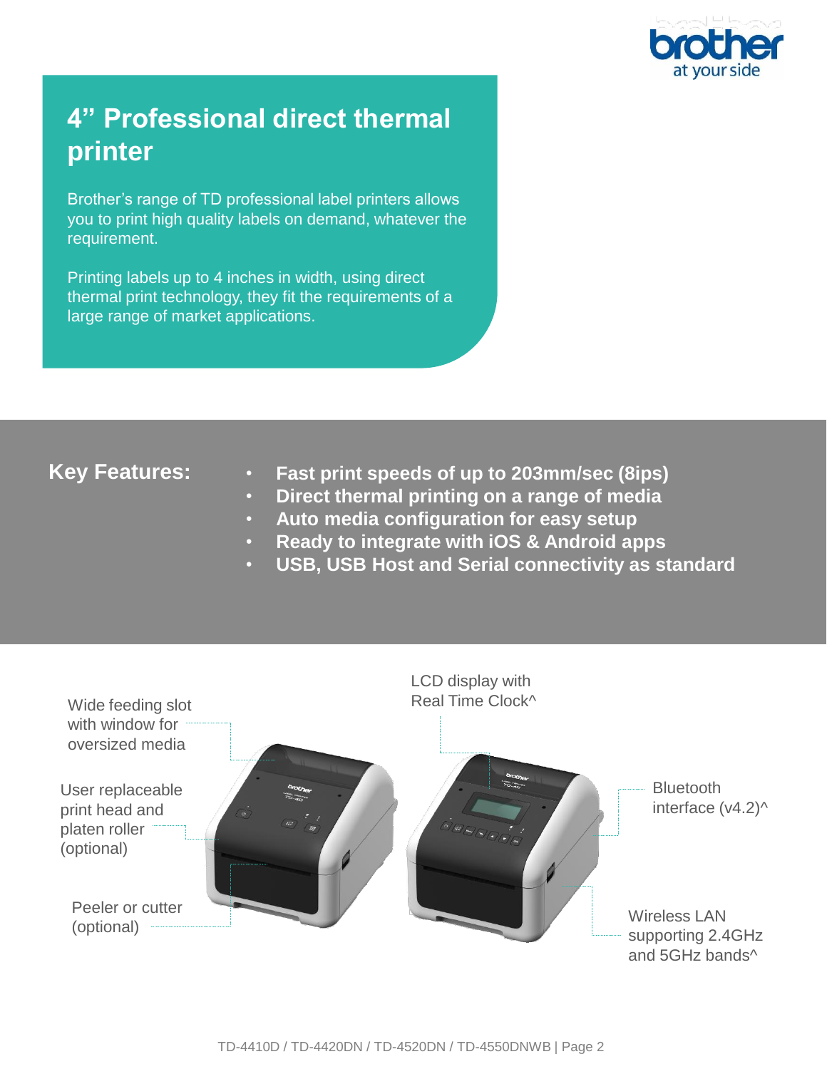# 4” Professional direct thermal printer

Brother’s range of TD professional label printers allows you to print high quality labels on demand, whatever the requirement.

Printing labels up to 4 inches in width, using direct thermal print technology, they fit the requirements of a large range of market applications.

## Key Features:

- **Fast print speeds of up to 203mm/sec (8ips)**
- **Direct thermal printing on a range of media**
- **Auto media configuration for easy setup**
- **Ready to integrate with iOS & Android apps**
- **USB, USB Host and Serial connectivity as standard**

Wide feeding slot with window for oversized media

User replaceable print head and platen roller (optional)

Peeler or cutter (optional)

LCD display with Real Time Clock^

Bluetooth interface (v4.2)^

Wireless LAN supporting 2.4GHz and 5GHz bands^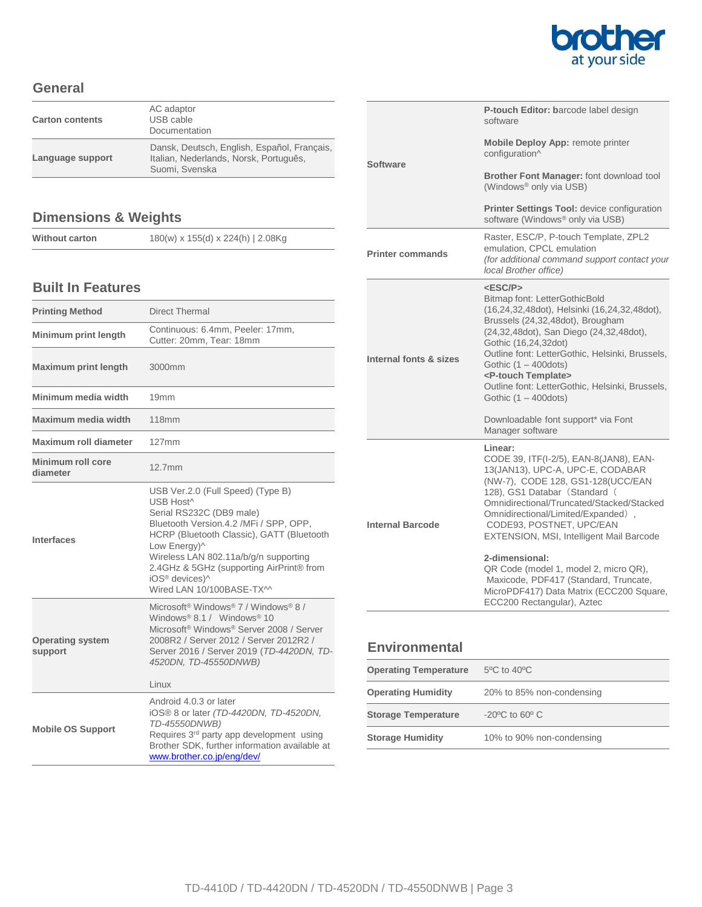## General

| | |
|---|---|
| **Carton contents** | AC adaptor<br>USB cable<br>Documentation |
| **Language support** | Dansk, Deutsch, English, Español, Français, Italian, Nederlands, Norsk, Português, Suomi, Svenska |

## Dimensions & Weights

| | |
|---|---|
| **Without carton** | 180(w) x 155(d) x 224(h) \| 2.08Kg |

## Built In Features

| | |
|---|---|
| **Printing Method** | Direct Thermal |
| **Minimum print length** | Continuous: 6.4mm, Peeler: 17mm, Cutter: 20mm, Tear: 18mm |
| **Maximum print length** | 3000mm |
| **Minimum media width** | 19mm |
| **Maximum media width** | 118mm |
| **Maximum roll diameter** | 127mm |
| **Minimum roll core diameter** | 12.7mm |
| **Interfaces** | USB Ver.2.0 (Full Speed) (Type B)<br>USB Host^<br>Serial RS232C (DB9 male)<br>Bluetooth Version.4.2 /MFi / SPP, OPP, HCRP (Bluetooth Classic), GATT (Bluetooth Low Energy)^<br>Wireless LAN 802.11a/b/g/n supporting 2.4GHz & 5GHz (supporting AirPrint® from iOS® devices)^<br>Wired LAN 10/100BASE-TX^^ |
| **Operating system support** | Microsoft® Windows® 7 / Windows® 8 / Windows® 8.1 / Windows® 10<br>Microsoft® Windows® Server 2008 / Server 2008R2 / Server 2012 / Server 2012R2 / Server 2016 / Server 2019 *(TD-4420DN, TD-4520DN, TD-45550DNWB)*<br><br>Linux |
| **Mobile OS Support** | Android 4.0.3 or later<br>iOS® 8 or later *(TD-4420DN, TD-4520DN, TD-45550DNWB)*<br>Requires 3rd party app development using Brother SDK, further information available at [www.brother.co.jp/eng/dev/](www.brother.co.jp/eng/dev/) |

| | |
|---|---|
| **Software** | **P-touch Editor: b**arcode label design software<br><br>**Mobile Deploy App:** remote printer configuration^<br><br>**Brother Font Manager:** font download tool (Windows® only via USB)<br><br>**Printer Settings Tool:** device configuration software (Windows® only via USB) |
| **Printer commands** | Raster, ESC/P, P-touch Template, ZPL2 emulation, CPCL emulation<br>*(for additional command support contact your local Brother office)* |
| **Internal fonts & sizes** | **<ESC/P>**<br>Bitmap font: LetterGothicBold (16,24,32,48dot), Helsinki (16,24,32,48dot), Brussels (24,32,48dot), Brougham (24,32,48dot), San Diego (24,32,48dot), Gothic (16,24,32dot)<br>Outline font: LetterGothic, Helsinki, Brussels, Gothic (1 – 400dots)<br>**<P-touch Template>**<br>Outline font: LetterGothic, Helsinki, Brussels, Gothic (1 – 400dots)<br><br>Downloadable font support* via Font Manager software |
| **Internal Barcode** | **Linear:**<br>CODE 39, ITF(I-2/5), EAN-8(JAN8), EAN-13(JAN13), UPC-A, UPC-E, CODABAR (NW-7), CODE 128, GS1-128(UCC/EAN 128), GS1 Databar（Standard（Omnidirectional/Truncated/Stacked/Stacked Omnidirectional/Limited/Expanded）, CODE93, POSTNET, UPC/EAN EXTENSION, MSI, Intelligent Mail Barcode<br><br>**2-dimensional:**<br>QR Code (model 1, model 2, micro QR), Maxicode, PDF417 (Standard, Truncate, MicroPDF417) Data Matrix (ECC200 Square, ECC200 Rectangular), Aztec |

## Environmental

| | |
|---|---|
| **Operating Temperature** | 5ºC to 40ºC |
| **Operating Humidity** | 20% to 85% non-condensing |
| **Storage Temperature** | -20ºC to 60º C |
| **Storage Humidity** | 10% to 90% non-condensing |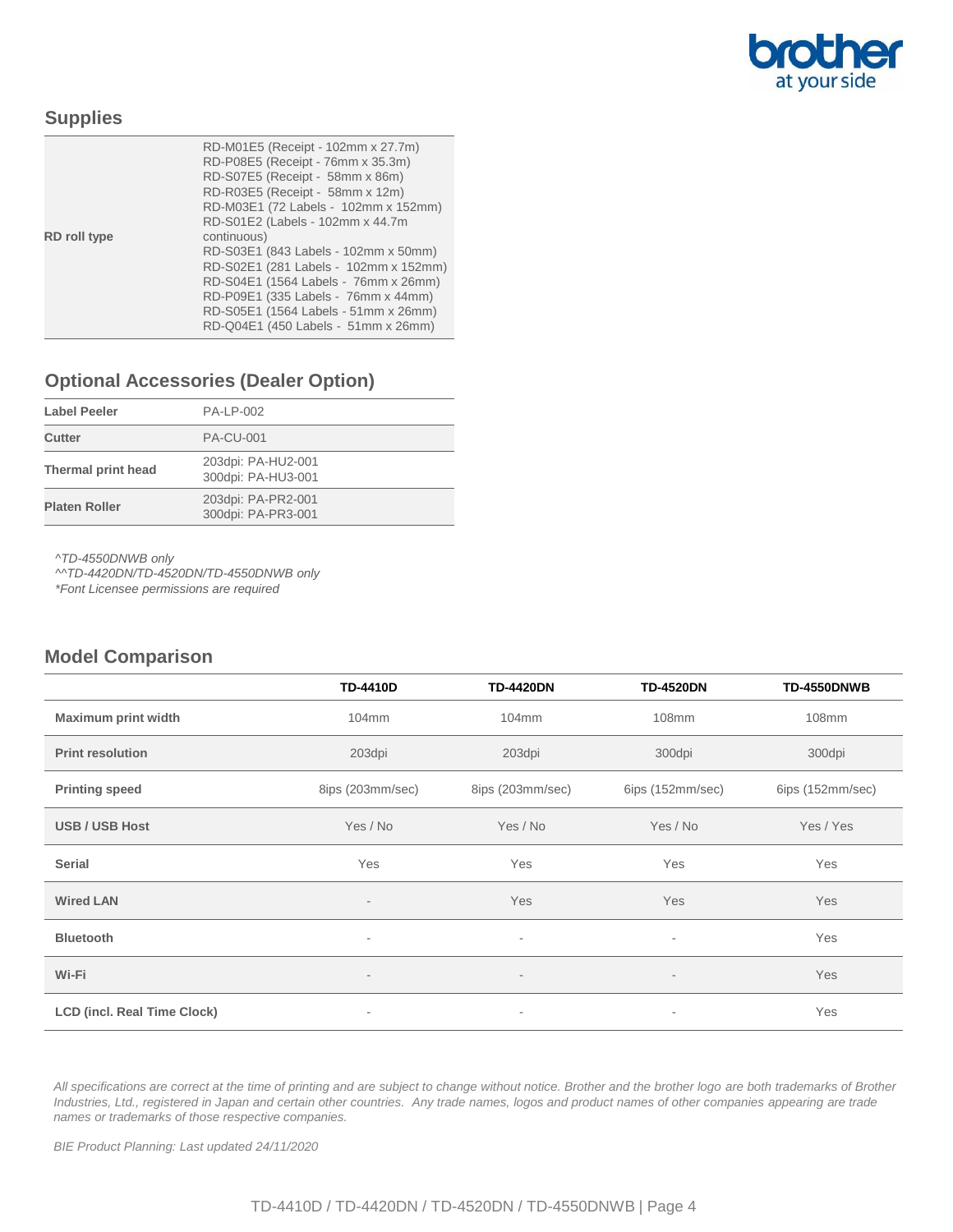## Supplies

| | |
|---|---|
| **RD roll type** | RD-M01E5 (Receipt - 102mm x 27.7m)<br>RD-P08E5 (Receipt - 76mm x 35.3m)<br>RD-S07E5 (Receipt - 58mm x 86m)<br>RD-R03E5 (Receipt - 58mm x 12m)<br>RD-M03E1 (72 Labels - 102mm x 152mm)<br>RD-S01E2 (Labels - 102mm x 44.7m continuous)<br>RD-S03E1 (843 Labels - 102mm x 50mm)<br>RD-S02E1 (281 Labels - 102mm x 152mm)<br>RD-S04E1 (1564 Labels - 76mm x 26mm)<br>RD-P09E1 (335 Labels - 76mm x 44mm)<br>RD-S05E1 (1564 Labels - 51mm x 26mm)<br>RD-Q04E1 (450 Labels - 51mm x 26mm) |

## Optional Accessories (Dealer Option)

| | |
|---|---|
| **Label Peeler** | PA-LP-002 |
| **Cutter** | PA-CU-001 |
| **Thermal print head** | 203dpi: PA-HU2-001<br>300dpi: PA-HU3-001 |
| **Platen Roller** | 203dpi: PA-PR2-001<br>300dpi: PA-PR3-001 |

*^TD-4550DNWB only*
*^^TD-4420DN/TD-4520DN/TD-4550DNWB only*
**Font Licensee permissions are required*

## Model Comparison

| | TD-4410D | TD-4420DN | TD-4520DN | TD-4550DNWB |
|---|---|---|---|---|
| **Maximum print width** | 104mm | 104mm | 108mm | 108mm |
| **Print resolution** | 203dpi | 203dpi | 300dpi | 300dpi |
| **Printing speed** | 8ips (203mm/sec) | 8ips (203mm/sec) | 6ips (152mm/sec) | 6ips (152mm/sec) |
| **USB / USB Host** | Yes / No | Yes / No | Yes / No | Yes / Yes |
| **Serial** | Yes | Yes | Yes | Yes |
| **Wired LAN** | - | Yes | Yes | Yes |
| **Bluetooth** | - | - | - | Yes |
| **Wi-Fi** | - | - | - | Yes |
| **LCD (incl. Real Time Clock)** | - | - | - | Yes |

*All specifications are correct at the time of printing and are subject to change without notice. Brother and the brother logo are both trademarks of Brother Industries, Ltd., registered in Japan and certain other countries. Any trade names, logos and product names of other companies appearing are trade names or trademarks of those respective companies.*

*BIE Product Planning: Last updated 24/11/2020*